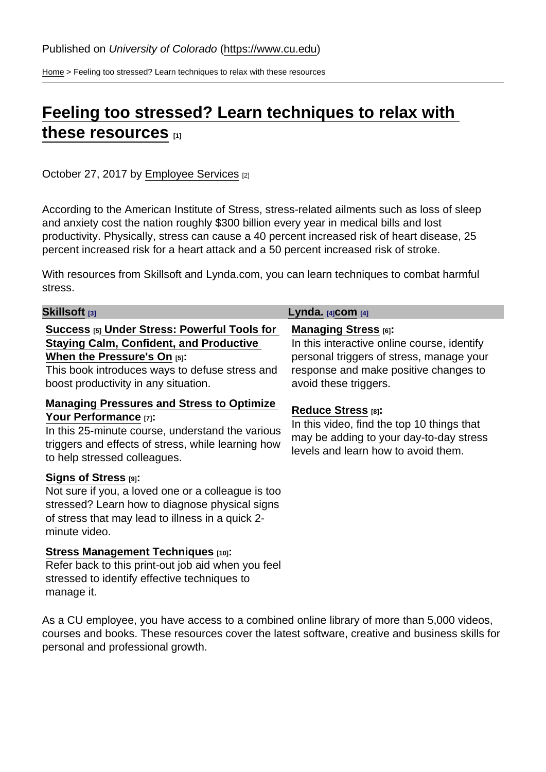Published on *University of Colorado* (https://www.cu.edu)

Home > Feeling too stressed? Learn techniques to relax with these resources

# Feeling too stressed? Learn techniques to relax with these resources [1]

October 27, 2017 by Employee Services [2]

According to the American Institute of Stress, stress-related ailments such as loss of sleep and anxiety cost the nation roughly $300 billion every year in medical bills and lost productivity. Physically, stress can cause a 40 percent increased risk of heart disease, 25 percent increased risk for a heart attack and a 50 percent increased risk of stroke.

With resources from Skillsoft and Lynda.com, you can learn techniques to combat harmful stress.

| Skillsoft [3] | Lynda. [4]com [4] |
|---|---|
| **Success [5] Under Stress: Powerful Tools for Staying Calm, Confident, and Productive When the Pressure's On [5]:** This book introduces ways to defuse stress and boost productivity in any situation. | **Managing Stress [6]:** In this interactive online course, identify personal triggers of stress, manage your response and make positive changes to avoid these triggers. |
| **Managing Pressures and Stress to Optimize Your Performance [7]:** In this 25-minute course, understand the various triggers and effects of stress, while learning how to help stressed colleagues. | **Reduce Stress [8]:** In this video, find the top 10 things that may be adding to your day-to-day stress levels and learn how to avoid them. |
| **Signs of Stress [9]:** Not sure if you, a loved one or a colleague is too stressed? Learn how to diagnose physical signs of stress that may lead to illness in a quick 2-minute video. | |
| **Stress Management Techniques [10]:** Refer back to this print-out job aid when you feel stressed to identify effective techniques to manage it. | |

As a CU employee, you have access to a combined online library of more than 5,000 videos, courses and books. These resources cover the latest software, creative and business skills for personal and professional growth.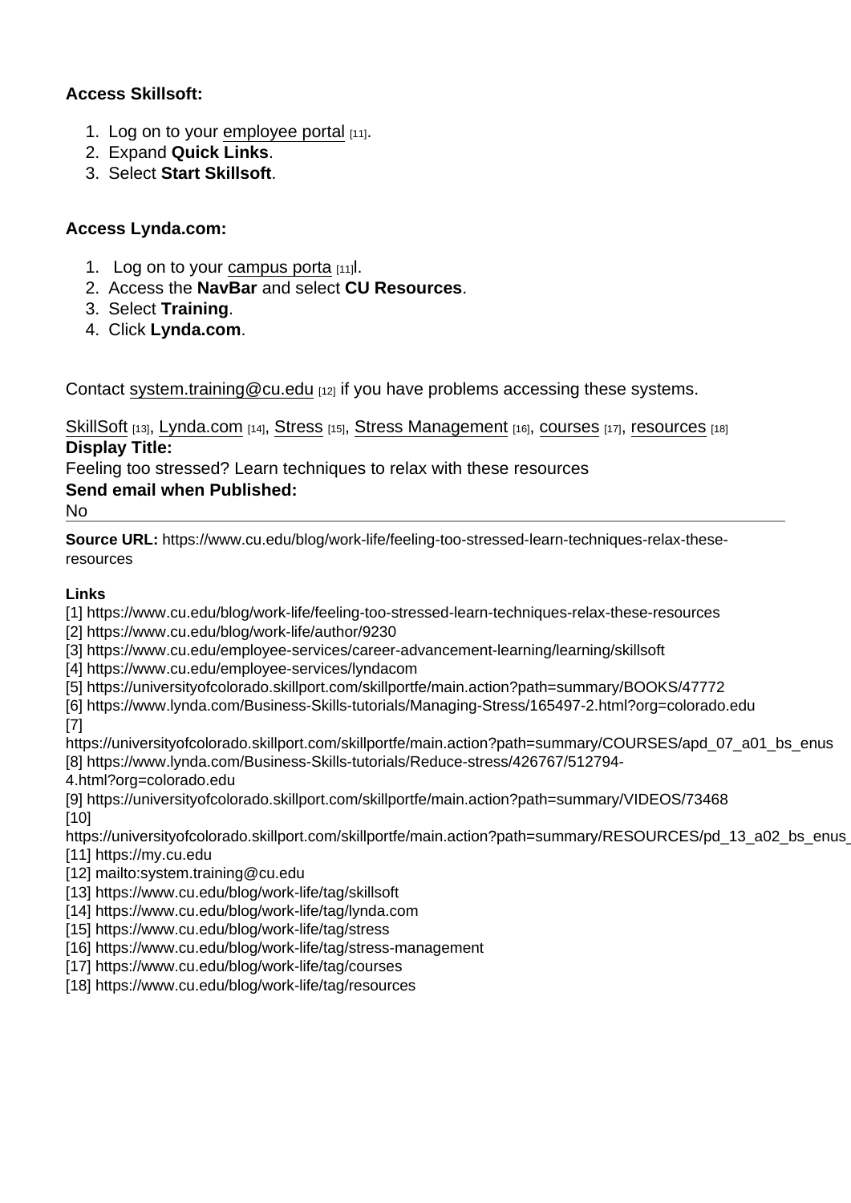**Access Skillsoft:**

1. Log on to your employee portal [11].
2. Expand **Quick Links**.
3. Select **Start Skillsoft**.

**Access Lynda.com:**

1. Log on to your campus porta [11]l.
2. Access the **NavBar** and select **CU Resources**.
3. Select **Training**.
4. Click **Lynda.com**.

Contact system.training@cu.edu [12] if you have problems accessing these systems.

SkillSoft [13], Lynda.com [14], Stress [15], Stress Management [16], courses [17], resources [18]

**Display Title:**

Feeling too stressed? Learn techniques to relax with these resources

**Send email when Published:**

No

---

**Source URL:** https://www.cu.edu/blog/work-life/feeling-too-stressed-learn-techniques-relax-these-resources

**Links**

[1] https://www.cu.edu/blog/work-life/feeling-too-stressed-learn-techniques-relax-these-resources
[2] https://www.cu.edu/blog/work-life/author/9230
[3] https://www.cu.edu/employee-services/career-advancement-learning/learning/skillsoft
[4] https://www.cu.edu/employee-services/lyndacom
[5] https://universityofcolorado.skillport.com/skillportfe/main.action?path=summary/BOOKS/47772
[6] https://www.lynda.com/Business-Skills-tutorials/Managing-Stress/165497-2.html?org=colorado.edu
[7] https://universityofcolorado.skillport.com/skillportfe/main.action?path=summary/COURSES/apd_07_a01_bs_enus
[8] https://www.lynda.com/Business-Skills-tutorials/Reduce-stress/426767/512794-4.html?org=colorado.edu
[9] https://universityofcolorado.skillport.com/skillportfe/main.action?path=summary/VIDEOS/73468
[10] https://universityofcolorado.skillport.com/skillportfe/main.action?path=summary/RESOURCES/pd_13_a02_bs_enus_
[11] https://my.cu.edu
[12] mailto:system.training@cu.edu
[13] https://www.cu.edu/blog/work-life/tag/skillsoft
[14] https://www.cu.edu/blog/work-life/tag/lynda.com
[15] https://www.cu.edu/blog/work-life/tag/stress
[16] https://www.cu.edu/blog/work-life/tag/stress-management
[17] https://www.cu.edu/blog/work-life/tag/courses
[18] https://www.cu.edu/blog/work-life/tag/resources